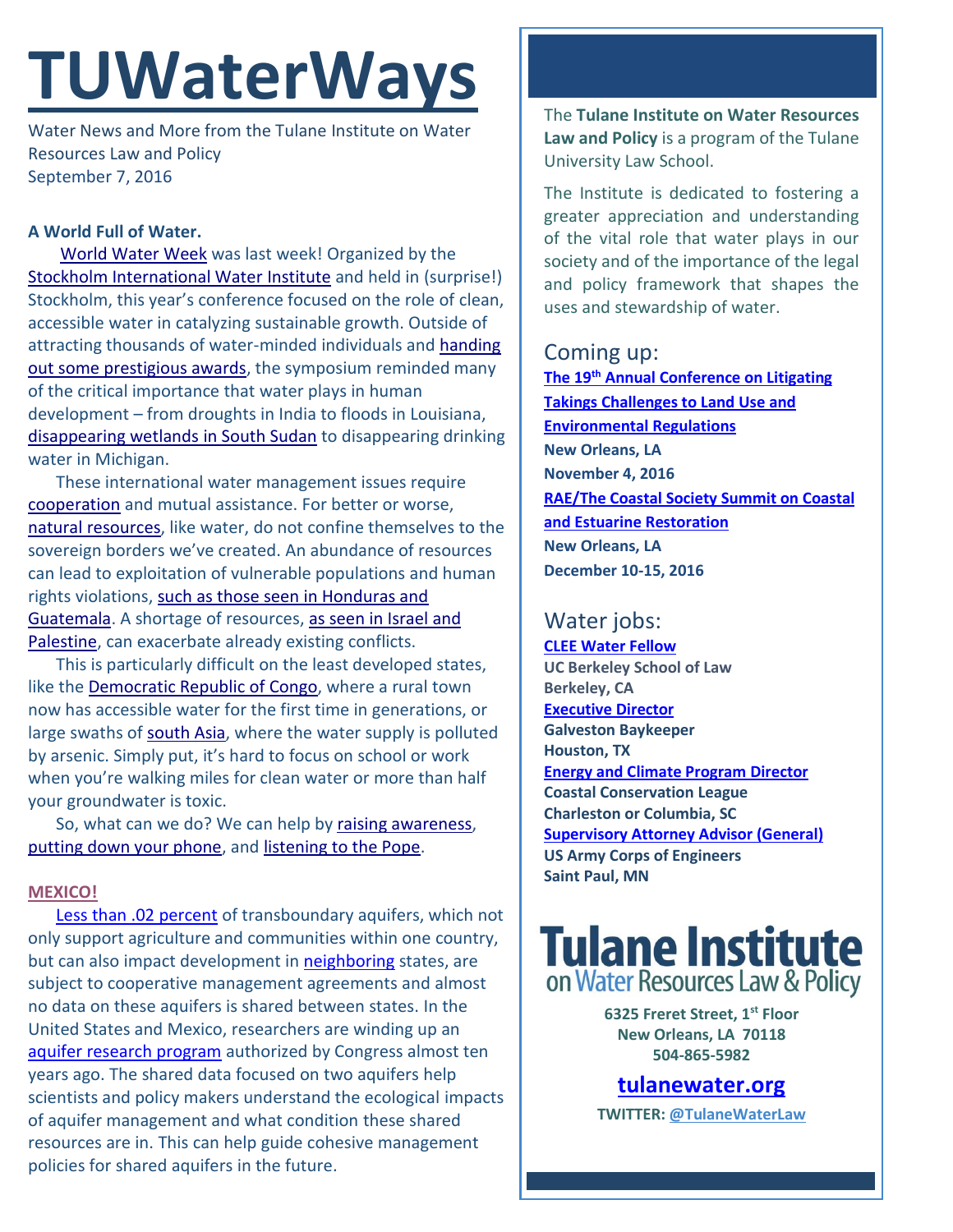# TUWaterWays

Water News and More from the Tulane Institute on Water Resources Law and Policy
September 7, 2016

**A World Full of Water.**

World Water Week was last week! Organized by the Stockholm International Water Institute and held in (surprise!) Stockholm, this year's conference focused on the role of clean, accessible water in catalyzing sustainable growth. Outside of attracting thousands of water-minded individuals and handing out some prestigious awards, the symposium reminded many of the critical importance that water plays in human development – from droughts in India to floods in Louisiana, disappearing wetlands in South Sudan to disappearing drinking water in Michigan.

These international water management issues require cooperation and mutual assistance. For better or worse, natural resources, like water, do not confine themselves to the sovereign borders we've created. An abundance of resources can lead to exploitation of vulnerable populations and human rights violations, such as those seen in Honduras and Guatemala. A shortage of resources, as seen in Israel and Palestine, can exacerbate already existing conflicts.

This is particularly difficult on the least developed states, like the Democratic Republic of Congo, where a rural town now has accessible water for the first time in generations, or large swaths of south Asia, where the water supply is polluted by arsenic. Simply put, it's hard to focus on school or work when you're walking miles for clean water or more than half your groundwater is toxic.

So, what can we do? We can help by raising awareness, putting down your phone, and listening to the Pope.

**MEXICO!**

Less than .02 percent of transboundary aquifers, which not only support agriculture and communities within one country, but can also impact development in neighboring states, are subject to cooperative management agreements and almost no data on these aquifers is shared between states. In the United States and Mexico, researchers are winding up an aquifer research program authorized by Congress almost ten years ago. The shared data focused on two aquifers help scientists and policy makers understand the ecological impacts of aquifer management and what condition these shared resources are in. This can help guide cohesive management policies for shared aquifers in the future.

The **Tulane Institute on Water Resources Law and Policy** is a program of the Tulane University Law School.

The Institute is dedicated to fostering a greater appreciation and understanding of the vital role that water plays in our society and of the importance of the legal and policy framework that shapes the uses and stewardship of water.

## Coming up:

**The 19th Annual Conference on Litigating Takings Challenges to Land Use and Environmental Regulations**
**New Orleans, LA**
**November 4, 2016**

**RAE/The Coastal Society Summit on Coastal and Estuarine Restoration**
**New Orleans, LA**
**December 10-15, 2016**

## Water jobs:

**CLEE Water Fellow**
**UC Berkeley School of Law**
**Berkeley, CA**

**Executive Director**
**Galveston Baykeeper**
**Houston, TX**

**Energy and Climate Program Director**
**Coastal Conservation League**
**Charleston or Columbia, SC**

**Supervisory Attorney Advisor (General)**
**US Army Corps of Engineers**
**Saint Paul, MN**

**Tulane Institute on Water Resources Law & Policy**

**6325 Freret Street, 1st Floor**
**New Orleans, LA 70118**
**504-865-5982**

**tulanewater.org**

**TWITTER: @TulaneWaterLaw**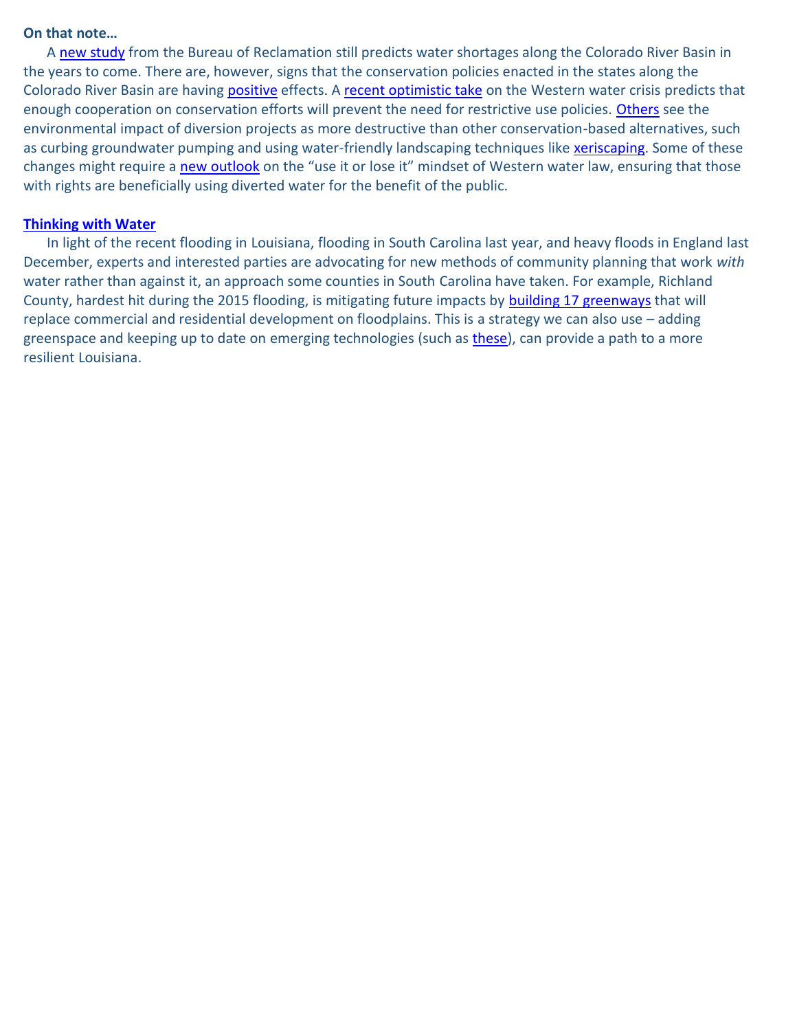**On that note…**

A new study from the Bureau of Reclamation still predicts water shortages along the Colorado River Basin in the years to come. There are, however, signs that the conservation policies enacted in the states along the Colorado River Basin are having positive effects. A recent optimistic take on the Western water crisis predicts that enough cooperation on conservation efforts will prevent the need for restrictive use policies. Others see the environmental impact of diversion projects as more destructive than other conservation-based alternatives, such as curbing groundwater pumping and using water-friendly landscaping techniques like xeriscaping. Some of these changes might require a new outlook on the "use it or lose it" mindset of Western water law, ensuring that those with rights are beneficially using diverted water for the benefit of the public.

**Thinking with Water**

In light of the recent flooding in Louisiana, flooding in South Carolina last year, and heavy floods in England last December, experts and interested parties are advocating for new methods of community planning that work *with* water rather than against it, an approach some counties in South Carolina have taken. For example, Richland County, hardest hit during the 2015 flooding, is mitigating future impacts by building 17 greenways that will replace commercial and residential development on floodplains. This is a strategy we can also use – adding greenspace and keeping up to date on emerging technologies (such as these), can provide a path to a more resilient Louisiana.